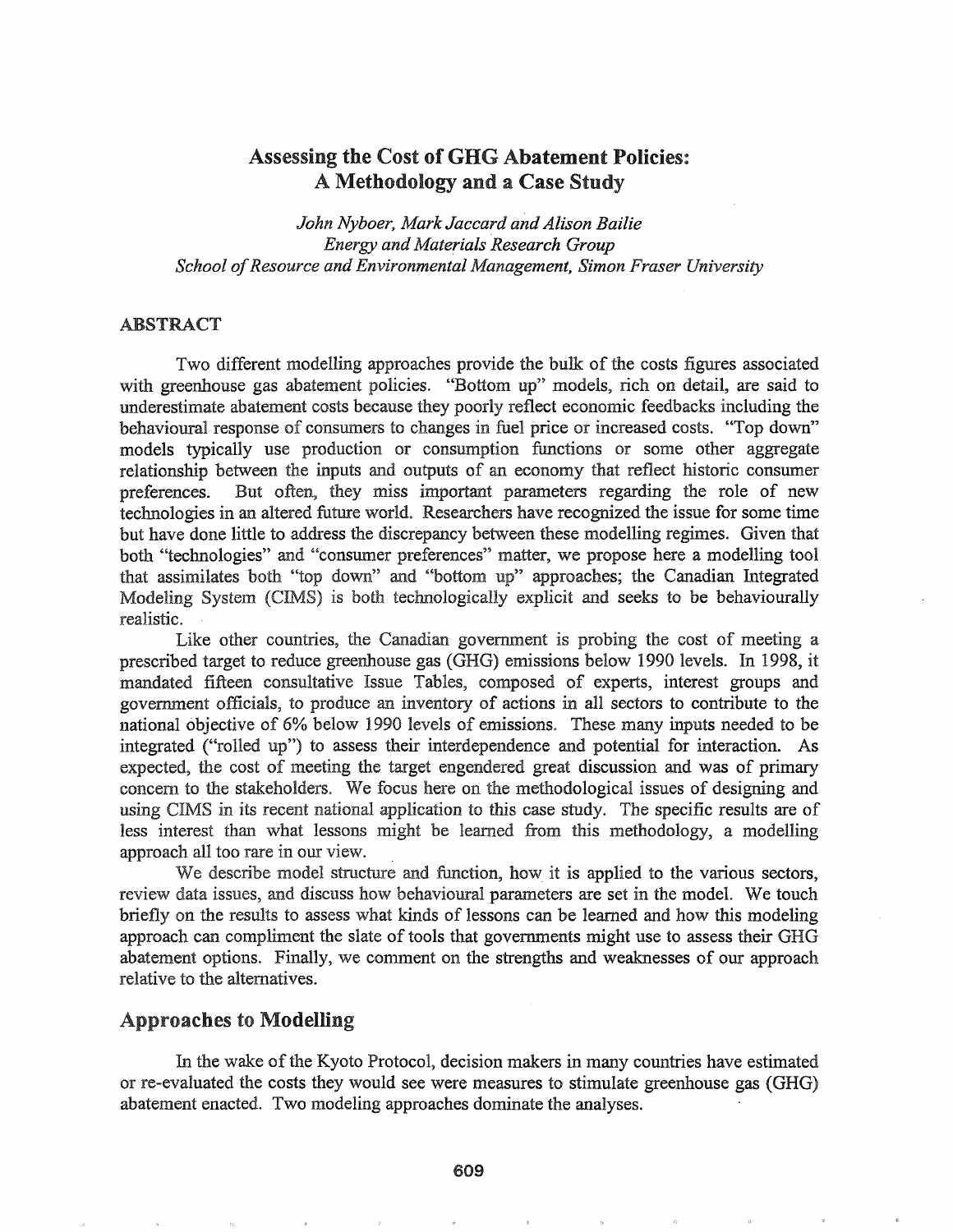# Assessing the Cost of GHG Abatement Policies: A Methodology and a Case Study

*John Nyboer, Mark Jaccard and Alison Bailie*
*Energy and Materials Research Group*
*School of Resource and Environmental Management, Simon Fraser University*

## ABSTRACT

Two different modelling approaches provide the bulk of the costs figures associated with greenhouse gas abatement policies. "Bottom up" models, rich on detail, are said to underestimate abatement costs because they poorly reflect economic feedbacks including the behavioural response of consumers to changes in fuel price or increased costs. "Top down" models typically use production or consumption functions or some other aggregate relationship between the inputs and outputs of an economy that reflect historic consumer preferences. But often, they miss important parameters regarding the role of new technologies in an altered future world. Researchers have recognized the issue for some time but have done little to address the discrepancy between these modelling regimes. Given that both "technologies" and "consumer preferences" matter, we propose here a modelling tool that assimilates both "top down" and "bottom up" approaches; the Canadian Integrated Modeling System (CIMS) is both technologically explicit and seeks to be behaviourally realistic.

Like other countries, the Canadian government is probing the cost of meeting a prescribed target to reduce greenhouse gas (GHG) emissions below 1990 levels. In 1998, it mandated fifteen consultative Issue Tables, composed of experts, interest groups and government officials, to produce an inventory of actions in all sectors to contribute to the national objective of 6% below 1990 levels of emissions. These many inputs needed to be integrated ("rolled up") to assess their interdependence and potential for interaction. As expected, the cost of meeting the target engendered great discussion and was of primary concern to the stakeholders. We focus here on the methodological issues of designing and using CIMS in its recent national application to this case study. The specific results are of less interest than what lessons might be learned from this methodology, a modelling approach all too rare in our view.

We describe model structure and function, how it is applied to the various sectors, review data issues, and discuss how behavioural parameters are set in the model. We touch briefly on the results to assess what kinds of lessons can be learned and how this modeling approach can compliment the slate of tools that governments might use to assess their GHG abatement options. Finally, we comment on the strengths and weaknesses of our approach relative to the alternatives.

## Approaches to Modelling

In the wake of the Kyoto Protocol, decision makers in many countries have estimated or re-evaluated the costs they would see were measures to stimulate greenhouse gas (GHG) abatement enacted. Two modeling approaches dominate the analyses.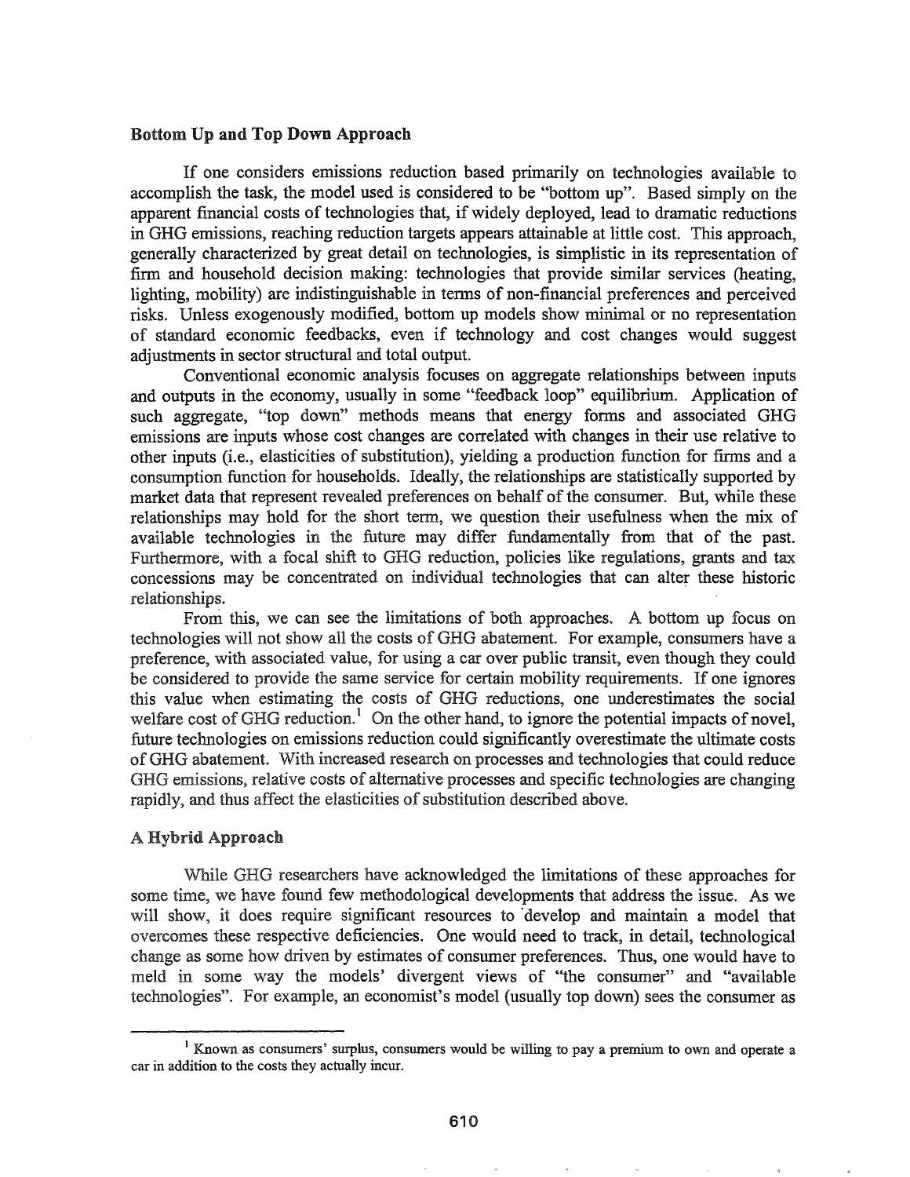**Bottom Up and Top Down Approach**

If one considers emissions reduction based primarily on technologies available to accomplish the task, the model used is considered to be "bottom up". Based simply on the apparent financial costs of technologies that, if widely deployed, lead to dramatic reductions in GHG emissions, reaching reduction targets appears attainable at little cost. This approach, generally characterized by great detail on technologies, is simplistic in its representation of firm and household decision making: technologies that provide similar services (heating, lighting, mobility) are indistinguishable in terms of non-financial preferences and perceived risks. Unless exogenously modified, bottom up models show minimal or no representation of standard economic feedbacks, even if technology and cost changes would suggest adjustments in sector structural and total output.

Conventional economic analysis focuses on aggregate relationships between inputs and outputs in the economy, usually in some "feedback loop" equilibrium. Application of such aggregate, "top down" methods means that energy forms and associated GHG emissions are inputs whose cost changes are correlated with changes in their use relative to other inputs (i.e., elasticities of substitution), yielding a production function for firms and a consumption function for households. Ideally, the relationships are statistically supported by market data that represent revealed preferences on behalf of the consumer. But, while these relationships may hold for the short term, we question their usefulness when the mix of available technologies in the future may differ fundamentally from that of the past. Furthermore, with a focal shift to GHG reduction, policies like regulations, grants and tax concessions may be concentrated on individual technologies that can alter these historic relationships.

From this, we can see the limitations of both approaches. A bottom up focus on technologies will not show all the costs of GHG abatement. For example, consumers have a preference, with associated value, for using a car over public transit, even though they could be considered to provide the same service for certain mobility requirements. If one ignores this value when estimating the costs of GHG reductions, one underestimates the social welfare cost of GHG reduction.[1] On the other hand, to ignore the potential impacts of novel, future technologies on emissions reduction could significantly overestimate the ultimate costs of GHG abatement. With increased research on processes and technologies that could reduce GHG emissions, relative costs of alternative processes and specific technologies are changing rapidly, and thus affect the elasticities of substitution described above.

**A Hybrid Approach**

While GHG researchers have acknowledged the limitations of these approaches for some time, we have found few methodological developments that address the issue. As we will show, it does require significant resources to develop and maintain a model that overcomes these respective deficiencies. One would need to track, in detail, technological change as some how driven by estimates of consumer preferences. Thus, one would have to meld in some way the models' divergent views of "the consumer" and "available technologies". For example, an economist's model (usually top down) sees the consumer as

---

[1] Known as consumers' surplus, consumers would be willing to pay a premium to own and operate a car in addition to the costs they actually incur.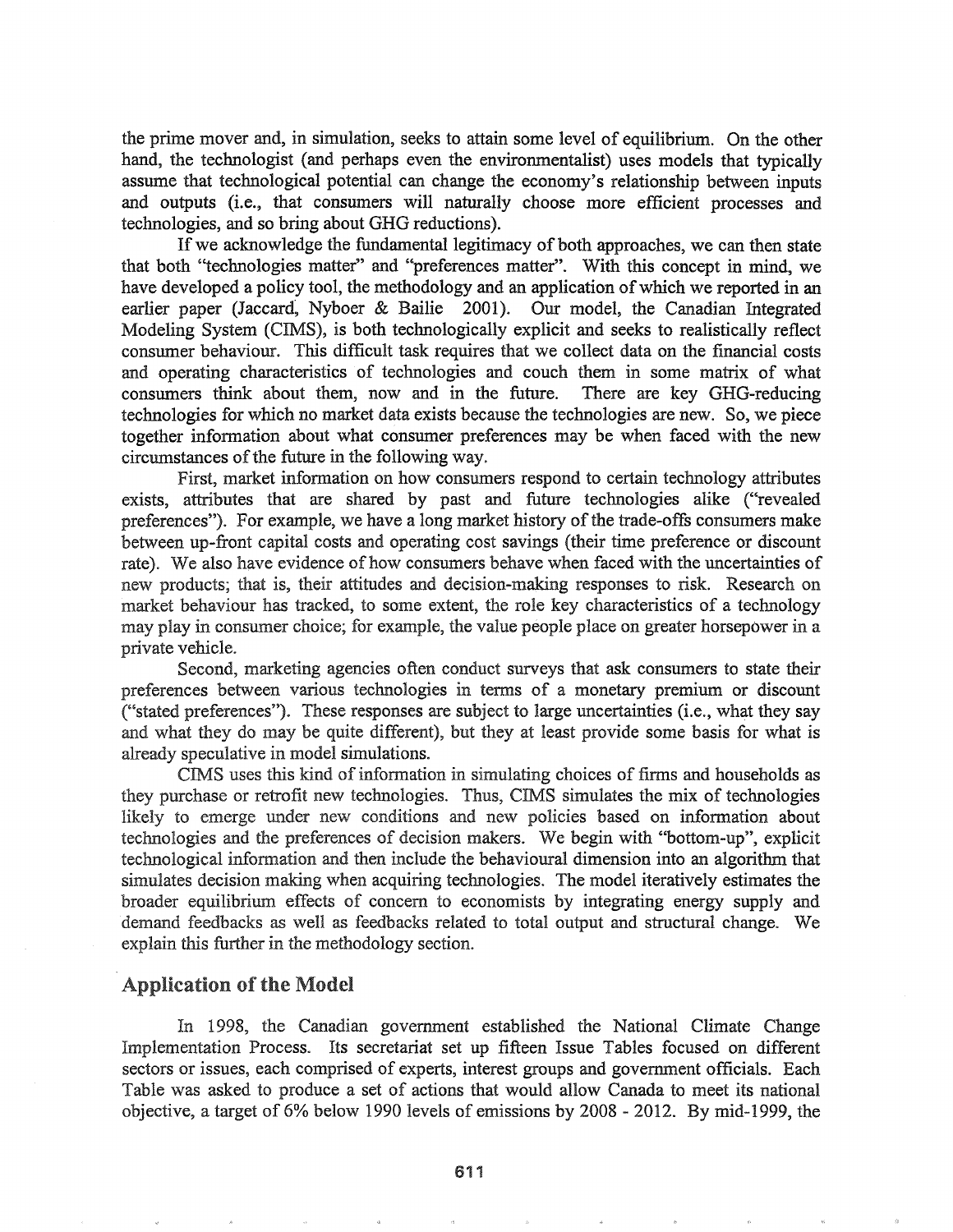the prime mover and, in simulation, seeks to attain some level of equilibrium. On the other hand, the technologist (and perhaps even the environmentalist) uses models that typically assume that technological potential can change the economy's relationship between inputs and outputs (i.e., that consumers will naturally choose more efficient processes and technologies, and so bring about GHG reductions).

If we acknowledge the fundamental legitimacy of both approaches, we can then state that both "technologies matter" and "preferences matter". With this concept in mind, we have developed a policy tool, the methodology and an application of which we reported in an earlier paper (Jaccard, Nyboer & Bailie 2001). Our model, the Canadian Integrated Modeling System (CIMS), is both technologically explicit and seeks to realistically reflect consumer behaviour. This difficult task requires that we collect data on the financial costs and operating characteristics of technologies and couch them in some matrix of what consumers think about them, now and in the future. There are key GHG-reducing technologies for which no market data exists because the technologies are new. So, we piece together information about what consumer preferences may be when faced with the new circumstances of the future in the following way.

First, market information on how consumers respond to certain technology attributes exists, attributes that are shared by past and future technologies alike ("revealed preferences"). For example, we have a long market history of the trade-offs consumers make between up-front capital costs and operating cost savings (their time preference or discount rate). We also have evidence of how consumers behave when faced with the uncertainties of new products; that is, their attitudes and decision-making responses to risk. Research on market behaviour has tracked, to some extent, the role key characteristics of a technology may play in consumer choice; for example, the value people place on greater horsepower in a private vehicle.

Second, marketing agencies often conduct surveys that ask consumers to state their preferences between various technologies in terms of a monetary premium or discount ("stated preferences"). These responses are subject to large uncertainties (i.e., what they say and what they do may be quite different), but they at least provide some basis for what is already speculative in model simulations.

CIMS uses this kind of information in simulating choices of firms and households as they purchase or retrofit new technologies. Thus, CIMS simulates the mix of technologies likely to emerge under new conditions and new policies based on information about technologies and the preferences of decision makers. We begin with "bottom-up", explicit technological information and then include the behavioural dimension into an algorithm that simulates decision making when acquiring technologies. The model iteratively estimates the broader equilibrium effects of concern to economists by integrating energy supply and demand feedbacks as well as feedbacks related to total output and structural change. We explain this further in the methodology section.

## Application of the Model

In 1998, the Canadian government established the National Climate Change Implementation Process. Its secretariat set up fifteen Issue Tables focused on different sectors or issues, each comprised of experts, interest groups and government officials. Each Table was asked to produce a set of actions that would allow Canada to meet its national objective, a target of 6% below 1990 levels of emissions by 2008 - 2012. By mid-1999, the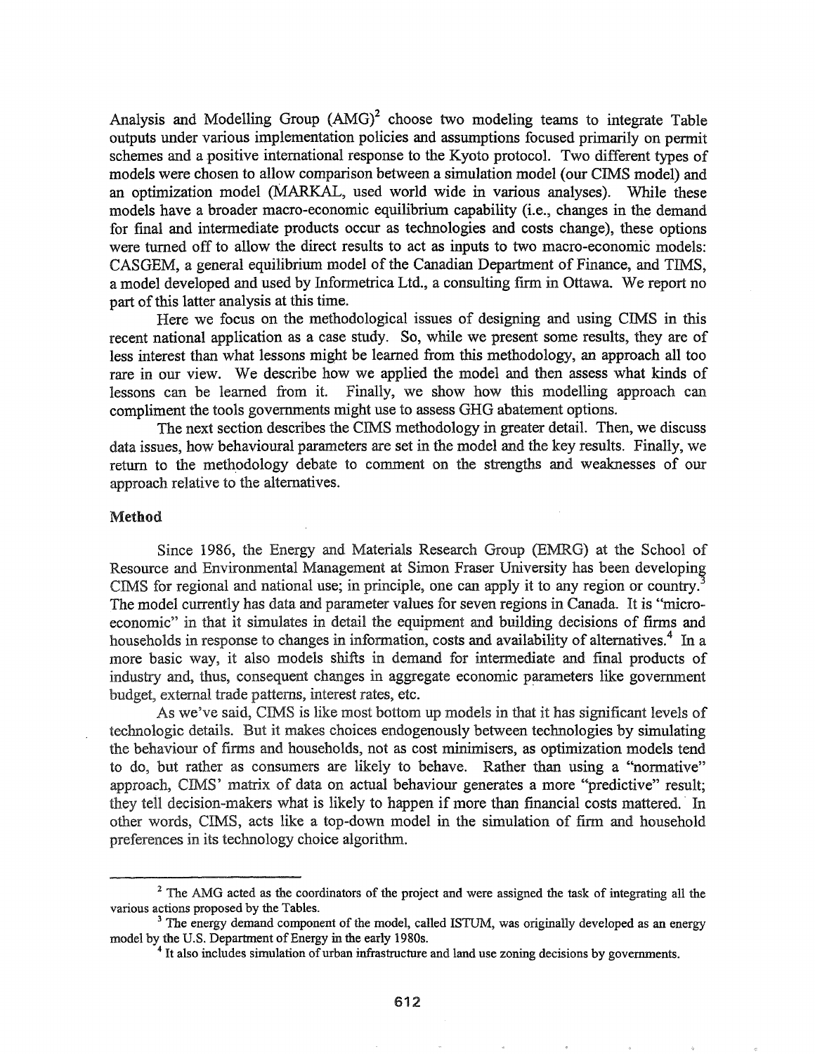Analysis and Modelling Group (AMG)[2] choose two modeling teams to integrate Table outputs under various implementation policies and assumptions focused primarily on permit schemes and a positive international response to the Kyoto protocol. Two different types of models were chosen to allow comparison between a simulation model (our CIMS model) and an optimization model (MARKAL, used world wide in various analyses). While these models have a broader macro-economic equilibrium capability (i.e., changes in the demand for final and intermediate products occur as technologies and costs change), these options were turned off to allow the direct results to act as inputs to two macro-economic models: CASGEM, a general equilibrium model of the Canadian Department of Finance, and TIMS, a model developed and used by Informetrica Ltd., a consulting firm in Ottawa. We report no part of this latter analysis at this time.

Here we focus on the methodological issues of designing and using CIMS in this recent national application as a case study. So, while we present some results, they are of less interest than what lessons might be learned from this methodology, an approach all too rare in our view. We describe how we applied the model and then assess what kinds of lessons can be learned from it. Finally, we show how this modelling approach can compliment the tools governments might use to assess GHG abatement options.

The next section describes the CIMS methodology in greater detail. Then, we discuss data issues, how behavioural parameters are set in the model and the key results. Finally, we return to the methodology debate to comment on the strengths and weaknesses of our approach relative to the alternatives.

## Method

Since 1986, the Energy and Materials Research Group (EMRG) at the School of Resource and Environmental Management at Simon Fraser University has been developing CIMS for regional and national use; in principle, one can apply it to any region or country.[3] The model currently has data and parameter values for seven regions in Canada. It is "micro-economic" in that it simulates in detail the equipment and building decisions of firms and households in response to changes in information, costs and availability of alternatives.[4] In a more basic way, it also models shifts in demand for intermediate and final products of industry and, thus, consequent changes in aggregate economic parameters like government budget, external trade patterns, interest rates, etc.

As we've said, CIMS is like most bottom up models in that it has significant levels of technologic details. But it makes choices endogenously between technologies by simulating the behaviour of firms and households, not as cost minimisers, as optimization models tend to do, but rather as consumers are likely to behave. Rather than using a "normative" approach, CIMS' matrix of data on actual behaviour generates a more "predictive" result; they tell decision-makers what is likely to happen if more than financial costs mattered. In other words, CIMS, acts like a top-down model in the simulation of firm and household preferences in its technology choice algorithm.

---

[2] The AMG acted as the coordinators of the project and were assigned the task of integrating all the various actions proposed by the Tables.

[3] The energy demand component of the model, called ISTUM, was originally developed as an energy model by the U.S. Department of Energy in the early 1980s.

[4] It also includes simulation of urban infrastructure and land use zoning decisions by governments.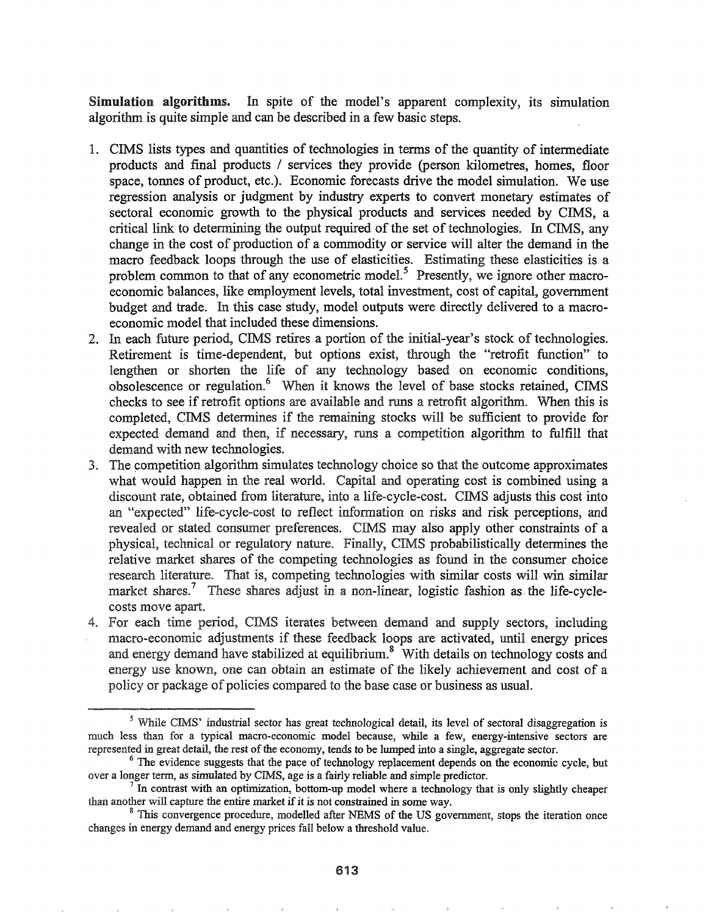**Simulation algorithms.** In spite of the model's apparent complexity, its simulation algorithm is quite simple and can be described in a few basic steps.

1. CIMS lists types and quantities of technologies in terms of the quantity of intermediate products and final products / services they provide (person kilometres, homes, floor space, tonnes of product, etc.). Economic forecasts drive the model simulation. We use regression analysis or judgment by industry experts to convert monetary estimates of sectoral economic growth to the physical products and services needed by CIMS, a critical link to determining the output required of the set of technologies. In CIMS, any change in the cost of production of a commodity or service will alter the demand in the macro feedback loops through the use of elasticities. Estimating these elasticities is a problem common to that of any econometric model.[5] Presently, we ignore other macro-economic balances, like employment levels, total investment, cost of capital, government budget and trade. In this case study, model outputs were directly delivered to a macro-economic model that included these dimensions.
2. In each future period, CIMS retires a portion of the initial-year's stock of technologies. Retirement is time-dependent, but options exist, through the "retrofit function" to lengthen or shorten the life of any technology based on economic conditions, obsolescence or regulation.[6] When it knows the level of base stocks retained, CIMS checks to see if retrofit options are available and runs a retrofit algorithm. When this is completed, CIMS determines if the remaining stocks will be sufficient to provide for expected demand and then, if necessary, runs a competition algorithm to fulfill that demand with new technologies.
3. The competition algorithm simulates technology choice so that the outcome approximates what would happen in the real world. Capital and operating cost is combined using a discount rate, obtained from literature, into a life-cycle-cost. CIMS adjusts this cost into an "expected" life-cycle-cost to reflect information on risks and risk perceptions, and revealed or stated consumer preferences. CIMS may also apply other constraints of a physical, technical or regulatory nature. Finally, CIMS probabilistically determines the relative market shares of the competing technologies as found in the consumer choice research literature. That is, competing technologies with similar costs will win similar market shares.[7] These shares adjust in a non-linear, logistic fashion as the life-cycle-costs move apart.
4. For each time period, CIMS iterates between demand and supply sectors, including macro-economic adjustments if these feedback loops are activated, until energy prices and energy demand have stabilized at equilibrium.[8] With details on technology costs and energy use known, one can obtain an estimate of the likely achievement and cost of a policy or package of policies compared to the base case or business as usual.

---

[5] While CIMS' industrial sector has great technological detail, its level of sectoral disaggregation is much less than for a typical macro-economic model because, while a few, energy-intensive sectors are represented in great detail, the rest of the economy, tends to be lumped into a single, aggregate sector.

[6] The evidence suggests that the pace of technology replacement depends on the economic cycle, but over a longer term, as simulated by CIMS, age is a fairly reliable and simple predictor.

[7] In contrast with an optimization, bottom-up model where a technology that is only slightly cheaper than another will capture the entire market if it is not constrained in some way.

[8] This convergence procedure, modelled after NEMS of the US government, stops the iteration once changes in energy demand and energy prices fall below a threshold value.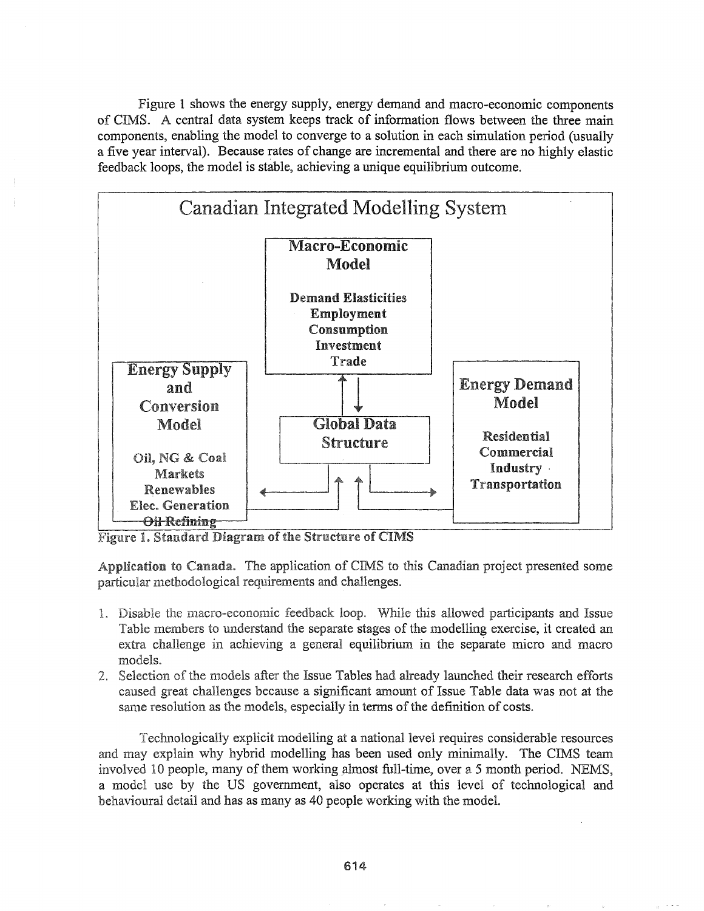Figure 1 shows the energy supply, energy demand and macro-economic components of CIMS. A central data system keeps track of information flows between the three main components, enabling the model to converge to a solution in each simulation period (usually a five year interval). Because rates of change are incremental and there are no highly elastic feedback loops, the model is stable, achieving a unique equilibrium outcome.

Canadian Integrated Modelling System

**Macro-Economic Model**
Demand Elasticities
Employment
Consumption
Investment
Trade

**Energy Supply and Conversion Model**
Oil, NG & Coal Markets
Renewables
Elec. Generation
Oil Refining

**Global Data Structure**

**Energy Demand Model**
Residential
Commercial
Industry
Transportation

**Figure 1. Standard Diagram of the Structure of CIMS**

**Application to Canada.** The application of CIMS to this Canadian project presented some particular methodological requirements and challenges.

1. Disable the macro-economic feedback loop. While this allowed participants and Issue Table members to understand the separate stages of the modelling exercise, it created an extra challenge in achieving a general equilibrium in the separate micro and macro models.
2. Selection of the models after the Issue Tables had already launched their research efforts caused great challenges because a significant amount of Issue Table data was not at the same resolution as the models, especially in terms of the definition of costs.

Technologically explicit modelling at a national level requires considerable resources and may explain why hybrid modelling has been used only minimally. The CIMS team involved 10 people, many of them working almost full-time, over a 5 month period. NEMS, a model use by the US government, also operates at this level of technological and behavioural detail and has as many as 40 people working with the model.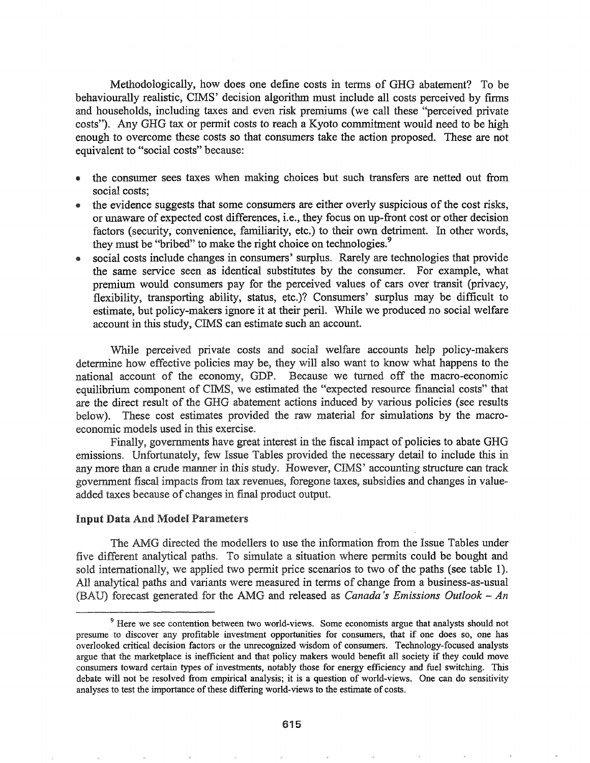Methodologically, how does one define costs in terms of GHG abatement? To be behaviourally realistic, CIMS' decision algorithm must include all costs perceived by firms and households, including taxes and even risk premiums (we call these "perceived private costs"). Any GHG tax or permit costs to reach a Kyoto commitment would need to be high enough to overcome these costs so that consumers take the action proposed. These are not equivalent to "social costs" because:

- the consumer sees taxes when making choices but such transfers are netted out from social costs;
- the evidence suggests that some consumers are either overly suspicious of the cost risks, or unaware of expected cost differences, i.e., they focus on up-front cost or other decision factors (security, convenience, familiarity, etc.) to their own detriment. In other words, they must be "bribed" to make the right choice on technologies.[9]
- social costs include changes in consumers' surplus. Rarely are technologies that provide the same service seen as identical substitutes by the consumer. For example, what premium would consumers pay for the perceived values of cars over transit (privacy, flexibility, transporting ability, status, etc.)? Consumers' surplus may be difficult to estimate, but policy-makers ignore it at their peril. While we produced no social welfare account in this study, CIMS can estimate such an account.

While perceived private costs and social welfare accounts help policy-makers determine how effective policies may be, they will also want to know what happens to the national account of the economy, GDP. Because we turned off the macro-economic equilibrium component of CIMS, we estimated the "expected resource financial costs" that are the direct result of the GHG abatement actions induced by various policies (see results below). These cost estimates provided the raw material for simulations by the macro-economic models used in this exercise.

Finally, governments have great interest in the fiscal impact of policies to abate GHG emissions. Unfortunately, few Issue Tables provided the necessary detail to include this in any more than a crude manner in this study. However, CIMS' accounting structure can track government fiscal impacts from tax revenues, foregone taxes, subsidies and changes in value-added taxes because of changes in final product output.

### Input Data And Model Parameters

The AMG directed the modellers to use the information from the Issue Tables under five different analytical paths. To simulate a situation where permits could be bought and sold internationally, we applied two permit price scenarios to two of the paths (see table 1). All analytical paths and variants were measured in terms of change from a business-as-usual (BAU) forecast generated for the AMG and released as *Canada's Emissions Outlook – An*

---

[9] Here we see contention between two world-views. Some economists argue that analysts should not presume to discover any profitable investment opportunities for consumers, that if one does so, one has overlooked critical decision factors or the unrecognized wisdom of consumers. Technology-focused analysts argue that the marketplace is inefficient and that policy makers would benefit all society if they could move consumers toward certain types of investments, notably those for energy efficiency and fuel switching. This debate will not be resolved from empirical analysis; it is a question of world-views. One can do sensitivity analyses to test the importance of these differing world-views to the estimate of costs.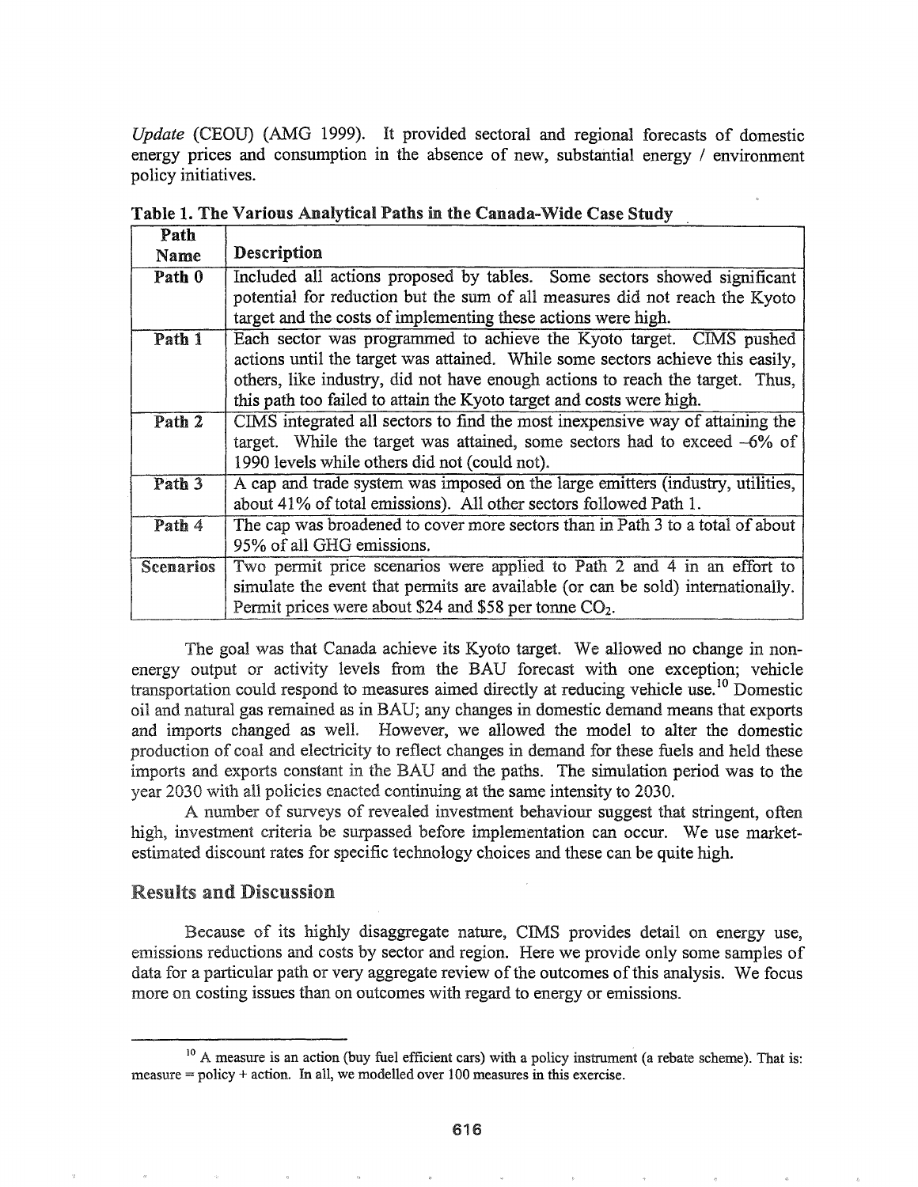*Update* (CEOU) (AMG 1999). It provided sectoral and regional forecasts of domestic energy prices and consumption in the absence of new, substantial energy / environment policy initiatives.

**Table 1. The Various Analytical Paths in the Canada-Wide Case Study**

| Path Name | Description |
|---|---|
| **Path 0** | Included all actions proposed by tables. Some sectors showed significant potential for reduction but the sum of all measures did not reach the Kyoto target and the costs of implementing these actions were high. |
| **Path 1** | Each sector was programmed to achieve the Kyoto target. CIMS pushed actions until the target was attained. While some sectors achieve this easily, others, like industry, did not have enough actions to reach the target. Thus, this path too failed to attain the Kyoto target and costs were high. |
| **Path 2** | CIMS integrated all sectors to find the most inexpensive way of attaining the target. While the target was attained, some sectors had to exceed –6% of 1990 levels while others did not (could not). |
| **Path 3** | A cap and trade system was imposed on the large emitters (industry, utilities, about 41% of total emissions). All other sectors followed Path 1. |
| **Path 4** | The cap was broadened to cover more sectors than in Path 3 to a total of about 95% of all GHG emissions. |
| **Scenarios** | Two permit price scenarios were applied to Path 2 and 4 in an effort to simulate the event that permits are available (or can be sold) internationally. Permit prices were about \$24 and \$58 per tonne $CO_2$. |

The goal was that Canada achieve its Kyoto target. We allowed no change in non-energy output or activity levels from the BAU forecast with one exception; vehicle transportation could respond to measures aimed directly at reducing vehicle use.[10] Domestic oil and natural gas remained as in BAU; any changes in domestic demand means that exports and imports changed as well. However, we allowed the model to alter the domestic production of coal and electricity to reflect changes in demand for these fuels and held these imports and exports constant in the BAU and the paths. The simulation period was to the year 2030 with all policies enacted continuing at the same intensity to 2030.

A number of surveys of revealed investment behaviour suggest that stringent, often high, investment criteria be surpassed before implementation can occur. We use market-estimated discount rates for specific technology choices and these can be quite high.

## Results and Discussion

Because of its highly disaggregate nature, CIMS provides detail on energy use, emissions reductions and costs by sector and region. Here we provide only some samples of data for a particular path or very aggregate review of the outcomes of this analysis. We focus more on costing issues than on outcomes with regard to energy or emissions.

---

[10] A measure is an action (buy fuel efficient cars) with a policy instrument (a rebate scheme). That is: measure = policy + action. In all, we modelled over 100 measures in this exercise.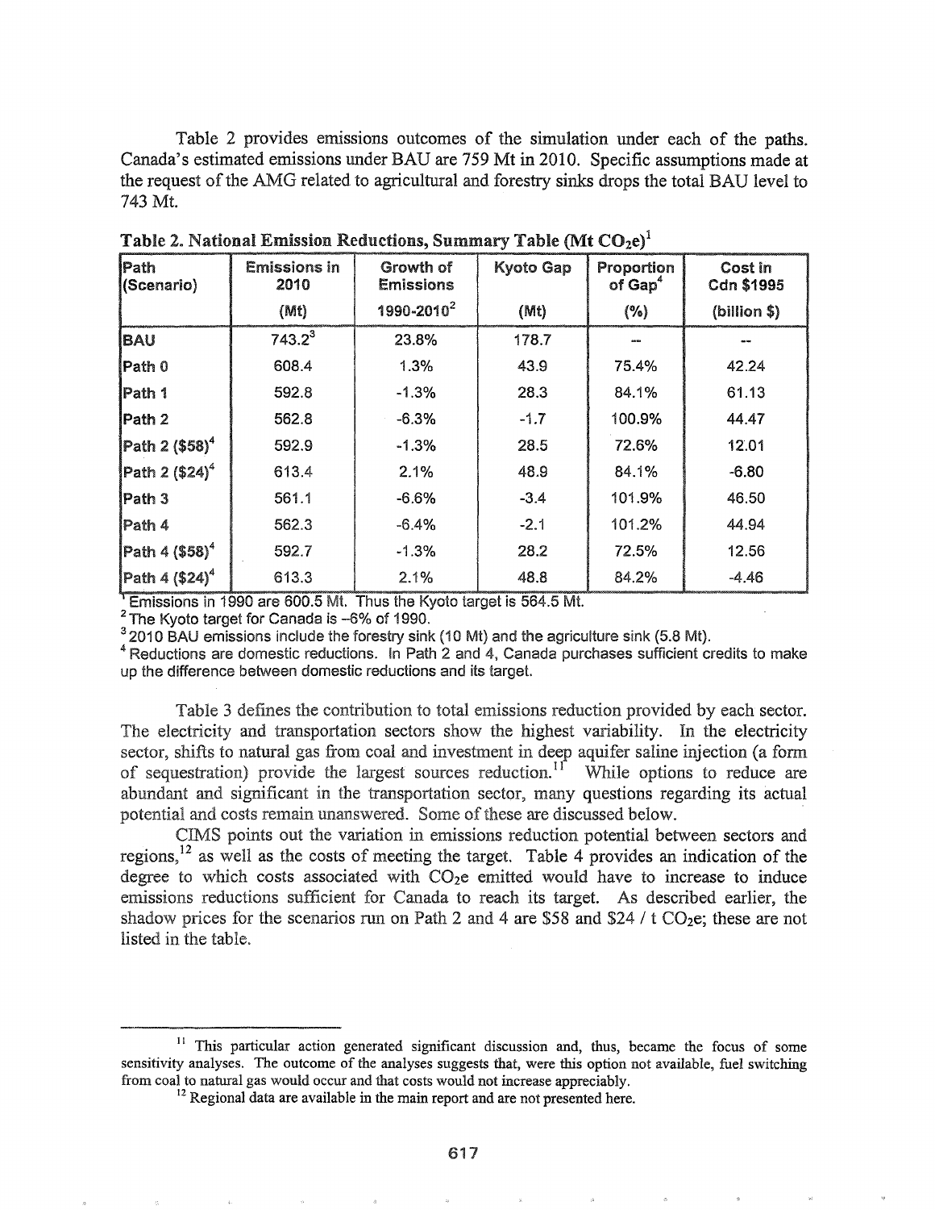Table 2 provides emissions outcomes of the simulation under each of the paths. Canada's estimated emissions under BAU are 759 Mt in 2010. Specific assumptions made at the request of the AMG related to agricultural and forestry sinks drops the total BAU level to 743 Mt.

**Table 2. National Emission Reductions, Summary Table (Mt $CO_2e$)[1]**

| Path (Scenario) | Emissions in 2010 (Mt) | Growth of Emissions 1990-2010[2] | Kyoto Gap (Mt) | Proportion of Gap[4] (%) | Cost in Cdn $1995 (billion $) |
|---|---|---|---|---|---|
| BAU | 743.2[3] | 23.8% | 178.7 | -- | -- |
| Path 0 | 608.4 | 1.3% | 43.9 | 75.4% | 42.24 |
| Path 1 | 592.8 | -1.3% | 28.3 | 84.1% | 61.13 |
| Path 2 | 562.8 | -6.3% | -1.7 | 100.9% | 44.47 |
| Path 2 ($58)[4] | 592.9 | -1.3% | 28.5 | 72.6% | 12.01 |
| Path 2 ($24)[4] | 613.4 | 2.1% | 48.9 | 84.1% | -6.80 |
| Path 3 | 561.1 | -6.6% | -3.4 | 101.9% | 46.50 |
| Path 4 | 562.3 | -6.4% | -2.1 | 101.2% | 44.94 |
| Path 4 ($58)[4] | 592.7 | -1.3% | 28.2 | 72.5% | 12.56 |
| Path 4 ($24)[4] | 613.3 | 2.1% | 48.8 | 84.2% | -4.46 |

[1] Emissions in 1990 are 600.5 Mt. Thus the Kyoto target is 564.5 Mt.
[2] The Kyoto target for Canada is –6% of 1990.
[3] 2010 BAU emissions include the forestry sink (10 Mt) and the agriculture sink (5.8 Mt).
[4] Reductions are domestic reductions. In Path 2 and 4, Canada purchases sufficient credits to make up the difference between domestic reductions and its target.

Table 3 defines the contribution to total emissions reduction provided by each sector. The electricity and transportation sectors show the highest variability. In the electricity sector, shifts to natural gas from coal and investment in deep aquifer saline injection (a form of sequestration) provide the largest sources reduction.[11] While options to reduce are abundant and significant in the transportation sector, many questions regarding its actual potential and costs remain unanswered. Some of these are discussed below.

CIMS points out the variation in emissions reduction potential between sectors and regions,[12] as well as the costs of meeting the target. Table 4 provides an indication of the degree to which costs associated with $CO_2e$ emitted would have to increase to induce emissions reductions sufficient for Canada to reach its target. As described earlier, the shadow prices for the scenarios run on Path 2 and 4 are $58 and $24 / t $CO_2e$; these are not listed in the table.

---

[11] This particular action generated significant discussion and, thus, became the focus of some sensitivity analyses. The outcome of the analyses suggests that, were this option not available, fuel switching from coal to natural gas would occur and that costs would not increase appreciably.

[12] Regional data are available in the main report and are not presented here.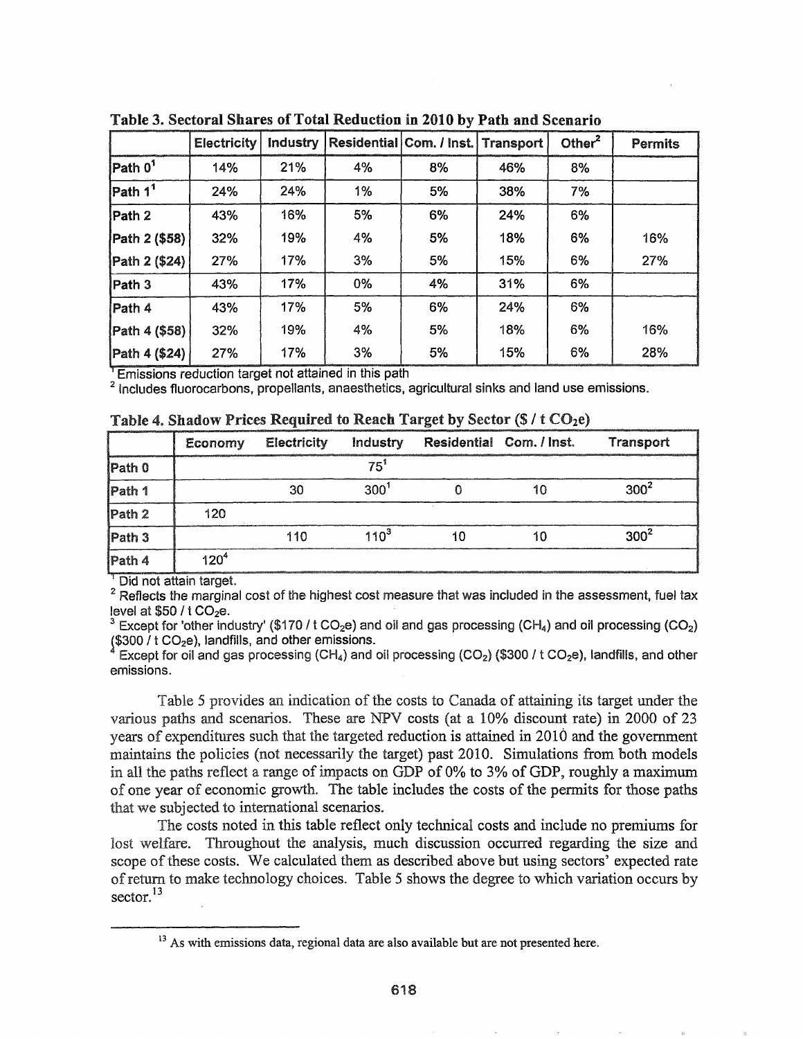**Table 3. Sectoral Shares of Total Reduction in 2010 by Path and Scenario**

| | Electricity | Industry | Residential | Com. / Inst. | Transport | Other[2] | Permits |
|---|---|---|---|---|---|---|---|
| Path 0[1] | 14% | 21% | 4% | 8% | 46% | 8% | |
| Path 1[1] | 24% | 24% | 1% | 5% | 38% | 7% | |
| Path 2 | 43% | 16% | 5% | 6% | 24% | 6% | |
| Path 2 ($58) | 32% | 19% | 4% | 5% | 18% | 6% | 16% |
| Path 2 ($24) | 27% | 17% | 3% | 5% | 15% | 6% | 27% |
| Path 3 | 43% | 17% | 0% | 4% | 31% | 6% | |
| Path 4 | 43% | 17% | 5% | 6% | 24% | 6% | |
| Path 4 ($58) | 32% | 19% | 4% | 5% | 18% | 6% | 16% |
| Path 4 ($24) | 27% | 17% | 3% | 5% | 15% | 6% | 28% |

[1] Emissions reduction target not attained in this path

[2] Includes fluorocarbons, propellants, anaesthetics, agricultural sinks and land use emissions.

**Table 4. Shadow Prices Required to Reach Target by Sector ($ / t $CO_2e$)**

| | Economy | Electricity | Industry | Residential | Com. / Inst. | Transport |
|---|---|---|---|---|---|---|
| Path 0 | | | 75[1] | | | |
| Path 1 | | 30 | 300[1] | 0 | 10 | 300[2] |
| Path 2 | 120 | | | | | |
| Path 3 | | 110 | 110[3] | 10 | 10 | 300[2] |
| Path 4 | 120[4] | | | | | |

[1] Did not attain target.

[2] Reflects the marginal cost of the highest cost measure that was included in the assessment, fuel tax level at $50 / t $CO_2e$.

[3] Except for 'other industry' ($170 / t $CO_2e$) and oil and gas processing ($CH_4$) and oil processing ($CO_2$) ($300 / t $CO_2e$), landfills, and other emissions.

[4] Except for oil and gas processing ($CH_4$) and oil processing ($CO_2$) ($300 / t $CO_2e$), landfills, and other emissions.

Table 5 provides an indication of the costs to Canada of attaining its target under the various paths and scenarios. These are NPV costs (at a 10% discount rate) in 2000 of 23 years of expenditures such that the targeted reduction is attained in 2010 and the government maintains the policies (not necessarily the target) past 2010. Simulations from both models in all the paths reflect a range of impacts on GDP of 0% to 3% of GDP, roughly a maximum of one year of economic growth. The table includes the costs of the permits for those paths that we subjected to international scenarios.

The costs noted in this table reflect only technical costs and include no premiums for lost welfare. Throughout the analysis, much discussion occurred regarding the size and scope of these costs. We calculated them as described above but using sectors' expected rate of return to make technology choices. Table 5 shows the degree to which variation occurs by sector.[13]

---

[13] As with emissions data, regional data are also available but are not presented here.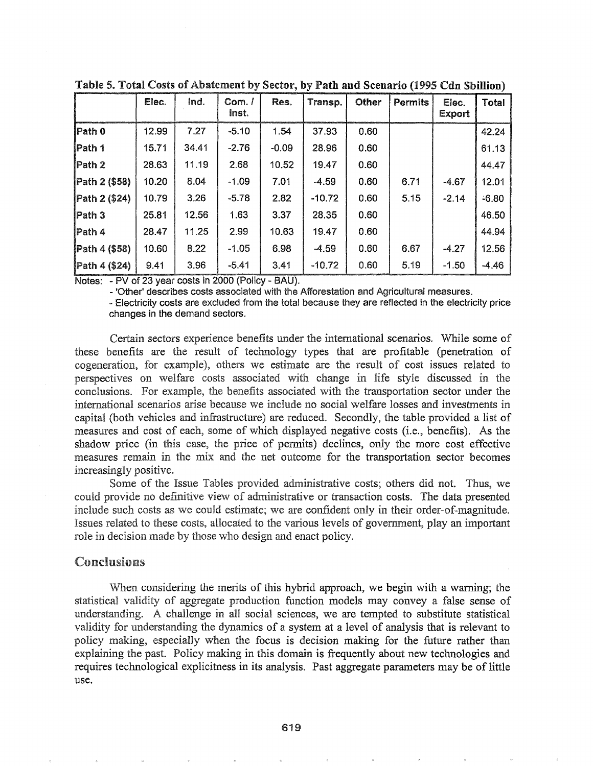**Table 5. Total Costs of Abatement by Sector, by Path and Scenario (1995 Cdn $billion)**

| | Elec. | Ind. | Com. / Inst. | Res. | Transp. | Other | Permits | Elec. Export | Total |
|---|---|---|---|---|---|---|---|---|---|
| Path 0 | 12.99 | 7.27 | -5.10 | 1.54 | 37.93 | 0.60 | | | 42.24 |
| Path 1 | 15.71 | 34.41 | -2.76 | -0.09 | 28.96 | 0.60 | | | 61.13 |
| Path 2 | 28.63 | 11.19 | 2.68 | 10.52 | 19.47 | 0.60 | | | 44.47 |
| Path 2 ($58) | 10.20 | 8.04 | -1.09 | 7.01 | -4.59 | 0.60 | 6.71 | -4.67 | 12.01 |
| Path 2 ($24) | 10.79 | 3.26 | -5.78 | 2.82 | -10.72 | 0.60 | 5.15 | -2.14 | -6.80 |
| Path 3 | 25.81 | 12.56 | 1.63 | 3.37 | 28.35 | 0.60 | | | 46.50 |
| Path 4 | 28.47 | 11.25 | 2.99 | 10.63 | 19.47 | 0.60 | | | 44.94 |
| Path 4 ($58) | 10.60 | 8.22 | -1.05 | 6.98 | -4.59 | 0.60 | 6.67 | -4.27 | 12.56 |
| Path 4 ($24) | 9.41 | 3.96 | -5.41 | 3.41 | -10.72 | 0.60 | 5.19 | -1.50 | -4.46 |

Notes: - PV of 23 year costs in 2000 (Policy - BAU).
- 'Other' describes costs associated with the Afforestation and Agricultural measures.
- Electricity costs are excluded from the total because they are reflected in the electricity price changes in the demand sectors.

Certain sectors experience benefits under the international scenarios. While some of these benefits are the result of technology types that are profitable (penetration of cogeneration, for example), others we estimate are the result of cost issues related to perspectives on welfare costs associated with change in life style discussed in the conclusions. For example, the benefits associated with the transportation sector under the international scenarios arise because we include no social welfare losses and investments in capital (both vehicles and infrastructure) are reduced. Secondly, the table provided a list of measures and cost of each, some of which displayed negative costs (i.e., benefits). As the shadow price (in this case, the price of permits) declines, only the more cost effective measures remain in the mix and the net outcome for the transportation sector becomes increasingly positive.

Some of the Issue Tables provided administrative costs; others did not. Thus, we could provide no definitive view of administrative or transaction costs. The data presented include such costs as we could estimate; we are confident only in their order-of-magnitude. Issues related to these costs, allocated to the various levels of government, play an important role in decision made by those who design and enact policy.

## Conclusions

When considering the merits of this hybrid approach, we begin with a warning; the statistical validity of aggregate production function models may convey a false sense of understanding. A challenge in all social sciences, we are tempted to substitute statistical validity for understanding the dynamics of a system at a level of analysis that is relevant to policy making, especially when the focus is decision making for the future rather than explaining the past. Policy making in this domain is frequently about new technologies and requires technological explicitness in its analysis. Past aggregate parameters may be of little use.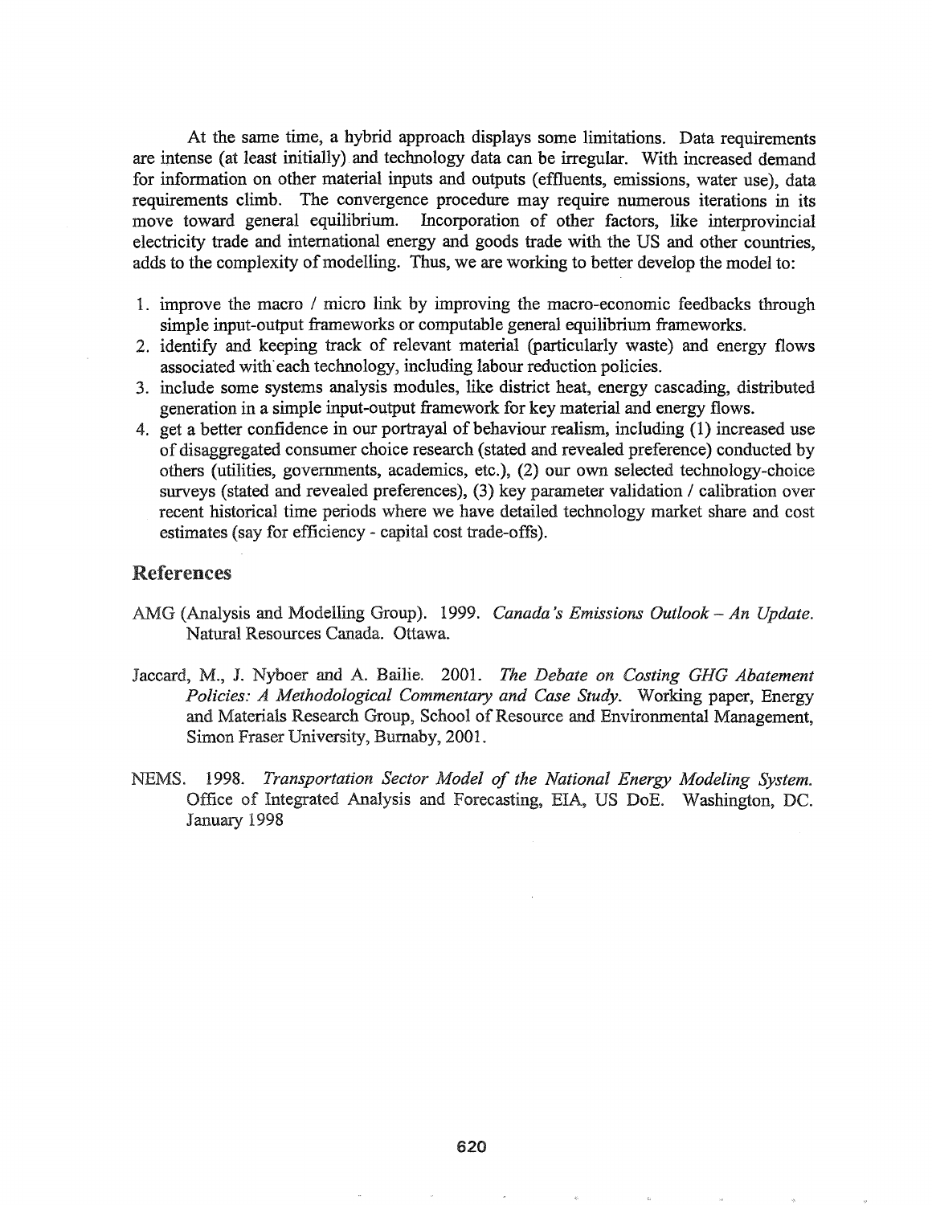At the same time, a hybrid approach displays some limitations. Data requirements are intense (at least initially) and technology data can be irregular. With increased demand for information on other material inputs and outputs (effluents, emissions, water use), data requirements climb. The convergence procedure may require numerous iterations in its move toward general equilibrium. Incorporation of other factors, like interprovincial electricity trade and international energy and goods trade with the US and other countries, adds to the complexity of modelling. Thus, we are working to better develop the model to:

1. improve the macro / micro link by improving the macro-economic feedbacks through simple input-output frameworks or computable general equilibrium frameworks.
2. identify and keeping track of relevant material (particularly waste) and energy flows associated with each technology, including labour reduction policies.
3. include some systems analysis modules, like district heat, energy cascading, distributed generation in a simple input-output framework for key material and energy flows.
4. get a better confidence in our portrayal of behaviour realism, including (1) increased use of disaggregated consumer choice research (stated and revealed preference) conducted by others (utilities, governments, academics, etc.), (2) our own selected technology-choice surveys (stated and revealed preferences), (3) key parameter validation / calibration over recent historical time periods where we have detailed technology market share and cost estimates (say for efficiency - capital cost trade-offs).

## References

AMG (Analysis and Modelling Group). 1999. *Canada's Emissions Outlook – An Update.* Natural Resources Canada. Ottawa.

Jaccard, M., J. Nyboer and A. Bailie. 2001. *The Debate on Costing GHG Abatement Policies: A Methodological Commentary and Case Study.* Working paper, Energy and Materials Research Group, School of Resource and Environmental Management, Simon Fraser University, Burnaby, 2001.

NEMS. 1998. *Transportation Sector Model of the National Energy Modeling System.* Office of Integrated Analysis and Forecasting, EIA, US DoE. Washington, DC. January 1998